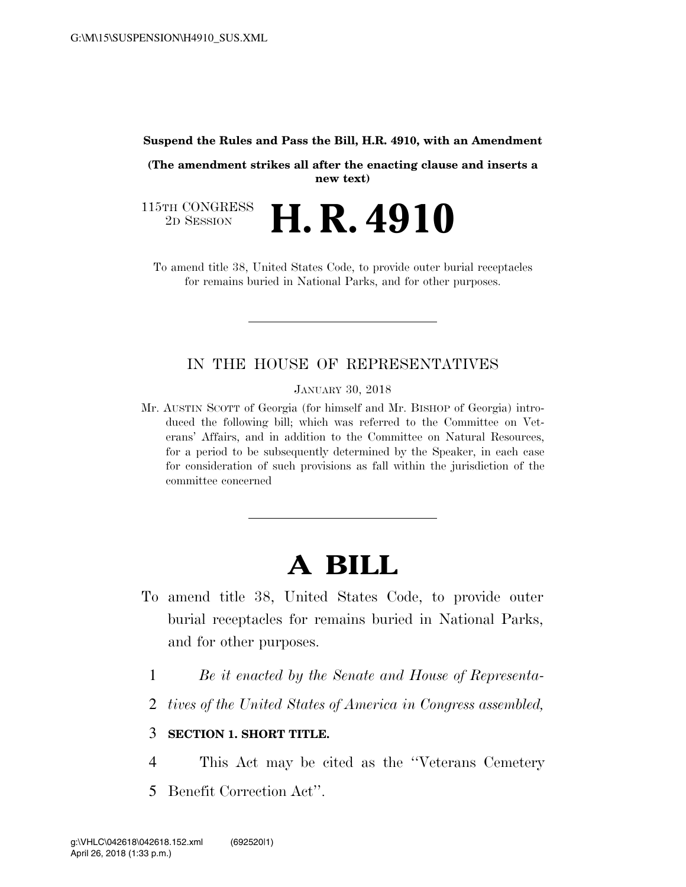**Suspend the Rules and Pass the Bill, H.R. 4910, with an Amendment**

**(The amendment strikes all after the enacting clause and inserts a new text)**

115TH CONGRESS
2D SESSION

# H. R. 4910

To amend title 38, United States Code, to provide outer burial receptacles for remains buried in National Parks, and for other purposes.

---

IN THE HOUSE OF REPRESENTATIVES

JANUARY 30, 2018

Mr. AUSTIN SCOTT of Georgia (for himself and Mr. BISHOP of Georgia) introduced the following bill; which was referred to the Committee on Veterans' Affairs, and in addition to the Committee on Natural Resources, for a period to be subsequently determined by the Speaker, in each case for consideration of such provisions as fall within the jurisdiction of the committee concerned

---

# A BILL

To amend title 38, United States Code, to provide outer burial receptacles for remains buried in National Parks, and for other purposes.

1 *Be it enacted by the Senate and House of Representa-*
2 *tives of the United States of America in Congress assembled,*

3 **SECTION 1. SHORT TITLE.**

4 This Act may be cited as the ''Veterans Cemetery
5 Benefit Correction Act''.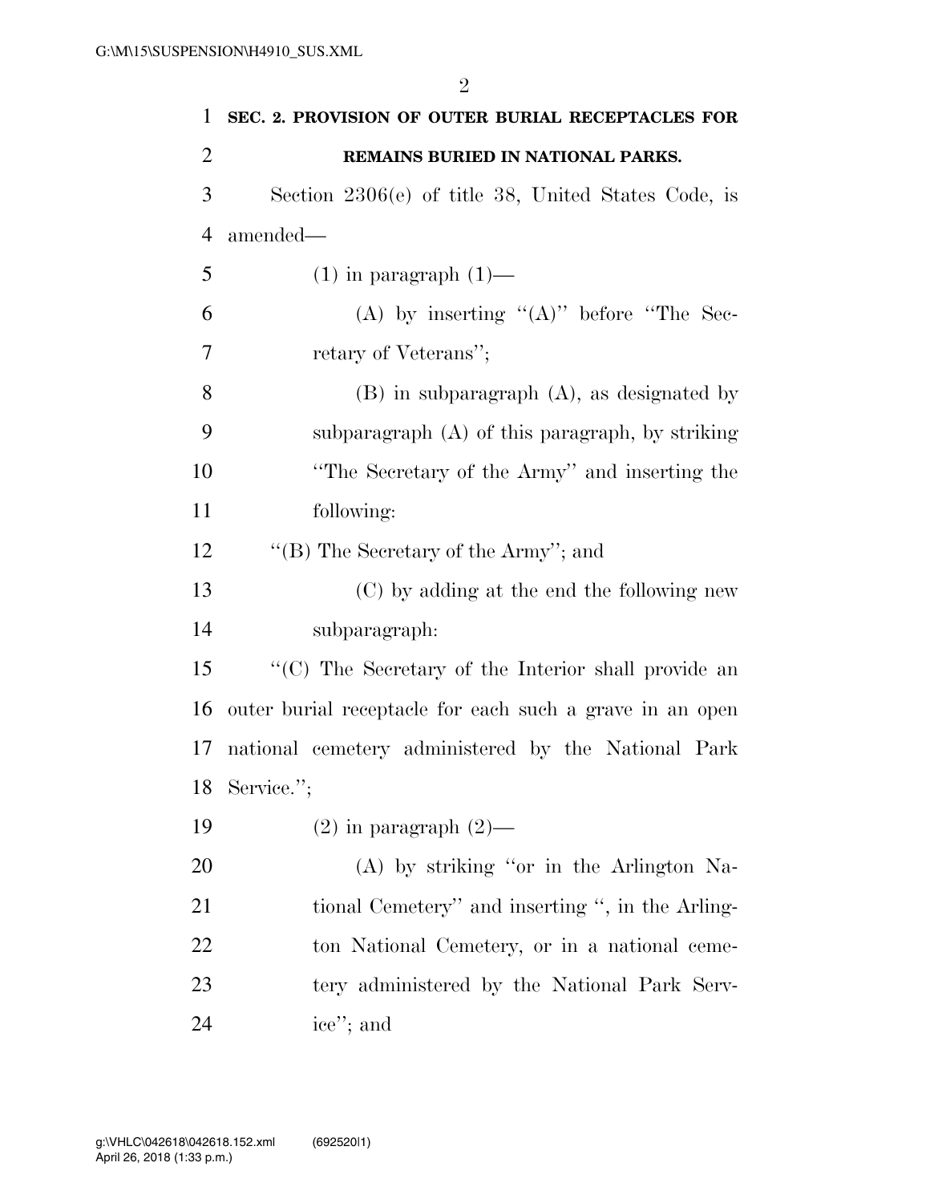**SEC. 2. PROVISION OF OUTER BURIAL RECEPTACLES FOR REMAINS BURIED IN NATIONAL PARKS.**

Section 2306(e) of title 38, United States Code, is amended—

(1) in paragraph (1)—

(A) by inserting ''(A)'' before ''The Secretary of Veterans'';

(B) in subparagraph (A), as designated by subparagraph (A) of this paragraph, by striking ''The Secretary of the Army'' and inserting the following:

''(B) The Secretary of the Army''; and

(C) by adding at the end the following new subparagraph:

''(C) The Secretary of the Interior shall provide an outer burial receptacle for each such a grave in an open national cemetery administered by the National Park Service.'';

(2) in paragraph (2)—

(A) by striking ''or in the Arlington National Cemetery'' and inserting '', in the Arlington National Cemetery, or in a national cemetery administered by the National Park Service''; and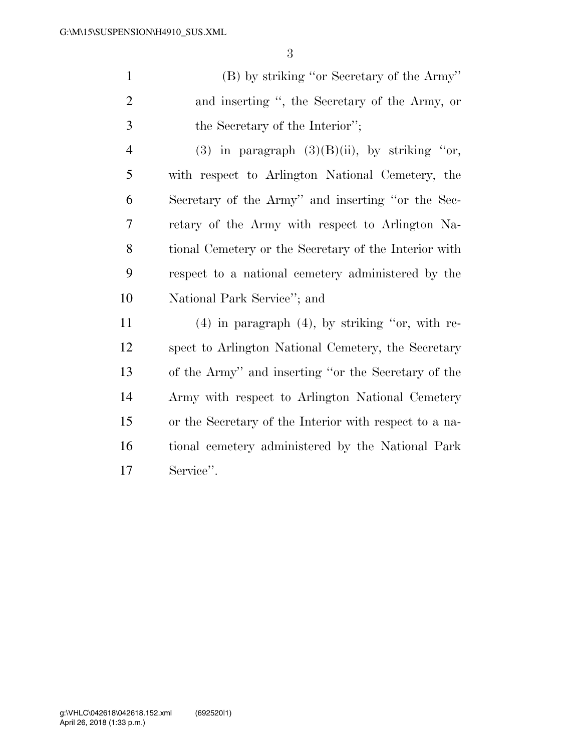(B) by striking "or Secretary of the Army" and inserting ", the Secretary of the Army, or the Secretary of the Interior";

(3) in paragraph (3)(B)(ii), by striking "or, with respect to Arlington National Cemetery, the Secretary of the Army" and inserting "or the Secretary of the Army with respect to Arlington National Cemetery or the Secretary of the Interior with respect to a national cemetery administered by the National Park Service"; and

(4) in paragraph (4), by striking "or, with respect to Arlington National Cemetery, the Secretary of the Army" and inserting "or the Secretary of the Army with respect to Arlington National Cemetery or the Secretary of the Interior with respect to a national cemetery administered by the National Park Service".